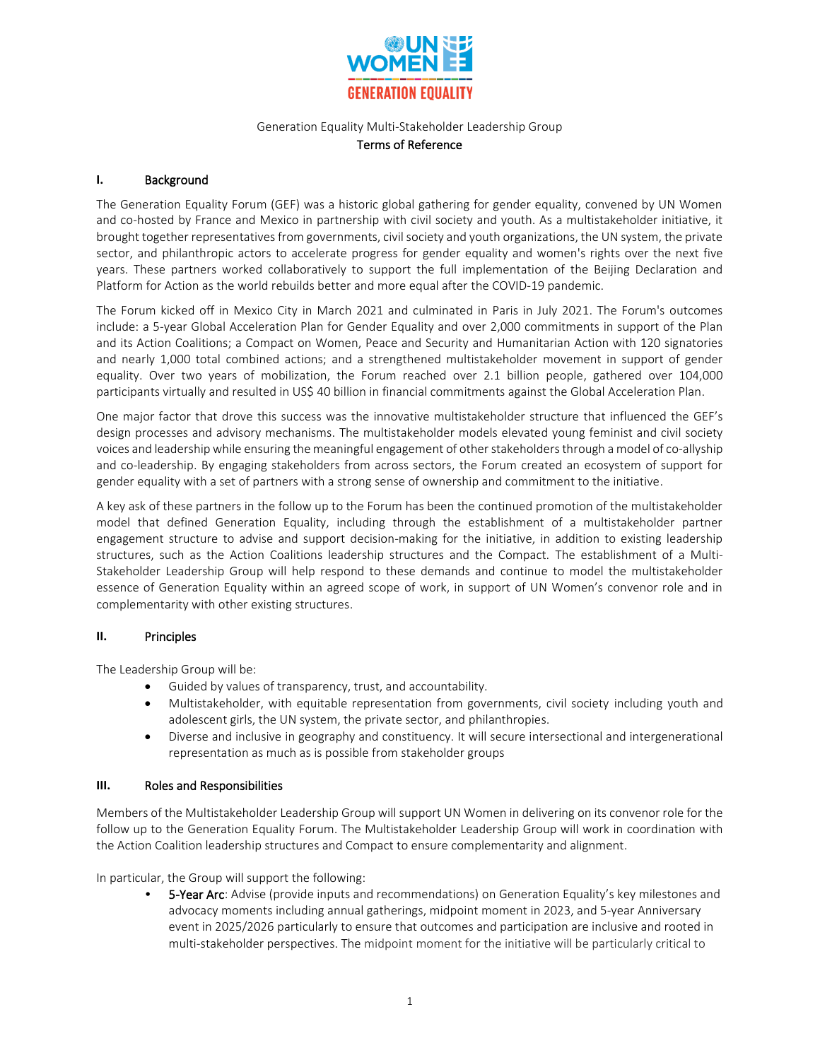Generation Equality Multi-Stakeholder Leadership Group

**Terms of Reference**

## I. Background

The Generation Equality Forum (GEF) was a historic global gathering for gender equality, convened by UN Women and co-hosted by France and Mexico in partnership with civil society and youth. As a multistakeholder initiative, it brought together representatives from governments, civil society and youth organizations, the UN system, the private sector, and philanthropic actors to accelerate progress for gender equality and women's rights over the next five years. These partners worked collaboratively to support the full implementation of the Beijing Declaration and Platform for Action as the world rebuilds better and more equal after the COVID-19 pandemic.

The Forum kicked off in Mexico City in March 2021 and culminated in Paris in July 2021. The Forum's outcomes include: a 5-year Global Acceleration Plan for Gender Equality and over 2,000 commitments in support of the Plan and its Action Coalitions; a Compact on Women, Peace and Security and Humanitarian Action with 120 signatories and nearly 1,000 total combined actions; and a strengthened multistakeholder movement in support of gender equality. Over two years of mobilization, the Forum reached over 2.1 billion people, gathered over 104,000 participants virtually and resulted in US$ 40 billion in financial commitments against the Global Acceleration Plan.

One major factor that drove this success was the innovative multistakeholder structure that influenced the GEF's design processes and advisory mechanisms. The multistakeholder models elevated young feminist and civil society voices and leadership while ensuring the meaningful engagement of other stakeholders through a model of co-allyship and co-leadership. By engaging stakeholders from across sectors, the Forum created an ecosystem of support for gender equality with a set of partners with a strong sense of ownership and commitment to the initiative.

A key ask of these partners in the follow up to the Forum has been the continued promotion of the multistakeholder model that defined Generation Equality, including through the establishment of a multistakeholder partner engagement structure to advise and support decision-making for the initiative, in addition to existing leadership structures, such as the Action Coalitions leadership structures and the Compact. The establishment of a Multi-Stakeholder Leadership Group will help respond to these demands and continue to model the multistakeholder essence of Generation Equality within an agreed scope of work, in support of UN Women's convenor role and in complementarity with other existing structures.

## II. Principles

The Leadership Group will be:

- Guided by values of transparency, trust, and accountability.
- Multistakeholder, with equitable representation from governments, civil society including youth and adolescent girls, the UN system, the private sector, and philanthropies.
- Diverse and inclusive in geography and constituency. It will secure intersectional and intergenerational representation as much as is possible from stakeholder groups

## III. Roles and Responsibilities

Members of the Multistakeholder Leadership Group will support UN Women in delivering on its convenor role for the follow up to the Generation Equality Forum. The Multistakeholder Leadership Group will work in coordination with the Action Coalition leadership structures and Compact to ensure complementarity and alignment.

In particular, the Group will support the following:

- 5-Year Arc: Advise (provide inputs and recommendations) on Generation Equality's key milestones and advocacy moments including annual gatherings, midpoint moment in 2023, and 5-year Anniversary event in 2025/2026 particularly to ensure that outcomes and participation are inclusive and rooted in multi-stakeholder perspectives. The midpoint moment for the initiative will be particularly critical to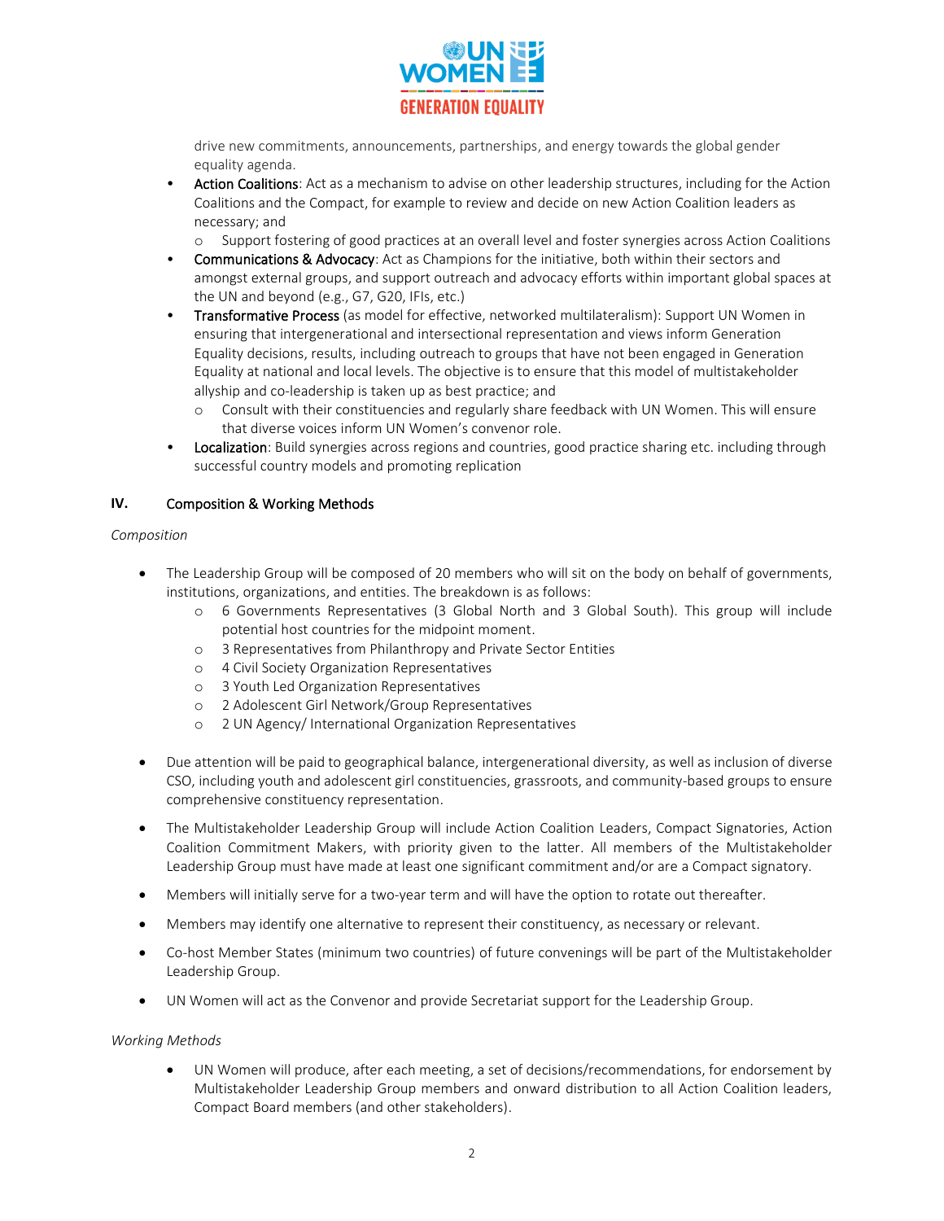drive new commitments, announcements, partnerships, and energy towards the global gender equality agenda.

- Action Coalitions: Act as a mechanism to advise on other leadership structures, including for the Action Coalitions and the Compact, for example to review and decide on new Action Coalition leaders as necessary; and
    - Support fostering of good practices at an overall level and foster synergies across Action Coalitions
- Communications & Advocacy: Act as Champions for the initiative, both within their sectors and amongst external groups, and support outreach and advocacy efforts within important global spaces at the UN and beyond (e.g., G7, G20, IFIs, etc.)
- Transformative Process (as model for effective, networked multilateralism): Support UN Women in ensuring that intergenerational and intersectional representation and views inform Generation Equality decisions, results, including outreach to groups that have not been engaged in Generation Equality at national and local levels. The objective is to ensure that this model of multistakeholder allyship and co-leadership is taken up as best practice; and
    - Consult with their constituencies and regularly share feedback with UN Women. This will ensure that diverse voices inform UN Women's convenor role.
- Localization: Build synergies across regions and countries, good practice sharing etc. including through successful country models and promoting replication

## IV. Composition & Working Methods

*Composition*

- The Leadership Group will be composed of 20 members who will sit on the body on behalf of governments, institutions, organizations, and entities. The breakdown is as follows:
    - 6 Governments Representatives (3 Global North and 3 Global South). This group will include potential host countries for the midpoint moment.
    - 3 Representatives from Philanthropy and Private Sector Entities
    - 4 Civil Society Organization Representatives
    - 3 Youth Led Organization Representatives
    - 2 Adolescent Girl Network/Group Representatives
    - 2 UN Agency/ International Organization Representatives
- Due attention will be paid to geographical balance, intergenerational diversity, as well as inclusion of diverse CSO, including youth and adolescent girl constituencies, grassroots, and community-based groups to ensure comprehensive constituency representation.
- The Multistakeholder Leadership Group will include Action Coalition Leaders, Compact Signatories, Action Coalition Commitment Makers, with priority given to the latter. All members of the Multistakeholder Leadership Group must have made at least one significant commitment and/or are a Compact signatory.
- Members will initially serve for a two-year term and will have the option to rotate out thereafter.
- Members may identify one alternative to represent their constituency, as necessary or relevant.
- Co-host Member States (minimum two countries) of future convenings will be part of the Multistakeholder Leadership Group.
- UN Women will act as the Convenor and provide Secretariat support for the Leadership Group.

*Working Methods*

- UN Women will produce, after each meeting, a set of decisions/recommendations, for endorsement by Multistakeholder Leadership Group members and onward distribution to all Action Coalition leaders, Compact Board members (and other stakeholders).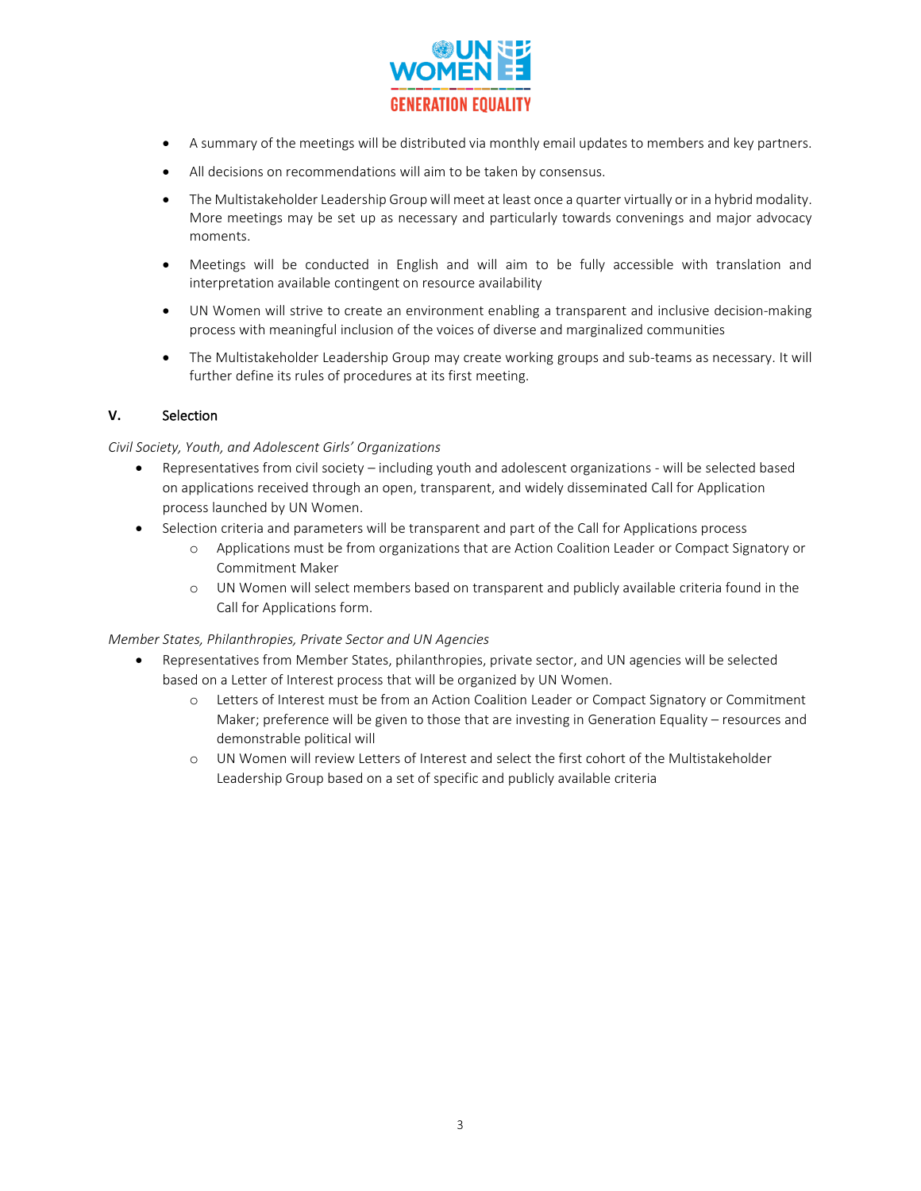- A summary of the meetings will be distributed via monthly email updates to members and key partners.
- All decisions on recommendations will aim to be taken by consensus.
- The Multistakeholder Leadership Group will meet at least once a quarter virtually or in a hybrid modality. More meetings may be set up as necessary and particularly towards convenings and major advocacy moments.
- Meetings will be conducted in English and will aim to be fully accessible with translation and interpretation available contingent on resource availability
- UN Women will strive to create an environment enabling a transparent and inclusive decision-making process with meaningful inclusion of the voices of diverse and marginalized communities
- The Multistakeholder Leadership Group may create working groups and sub-teams as necessary. It will further define its rules of procedures at its first meeting.

## V. Selection

*Civil Society, Youth, and Adolescent Girls' Organizations*

- Representatives from civil society – including youth and adolescent organizations - will be selected based on applications received through an open, transparent, and widely disseminated Call for Application process launched by UN Women.
- Selection criteria and parameters will be transparent and part of the Call for Applications process
  - Applications must be from organizations that are Action Coalition Leader or Compact Signatory or Commitment Maker
  - UN Women will select members based on transparent and publicly available criteria found in the Call for Applications form.

*Member States, Philanthropies, Private Sector and UN Agencies*

- Representatives from Member States, philanthropies, private sector, and UN agencies will be selected based on a Letter of Interest process that will be organized by UN Women.
  - Letters of Interest must be from an Action Coalition Leader or Compact Signatory or Commitment Maker; preference will be given to those that are investing in Generation Equality – resources and demonstrable political will
  - UN Women will review Letters of Interest and select the first cohort of the Multistakeholder Leadership Group based on a set of specific and publicly available criteria